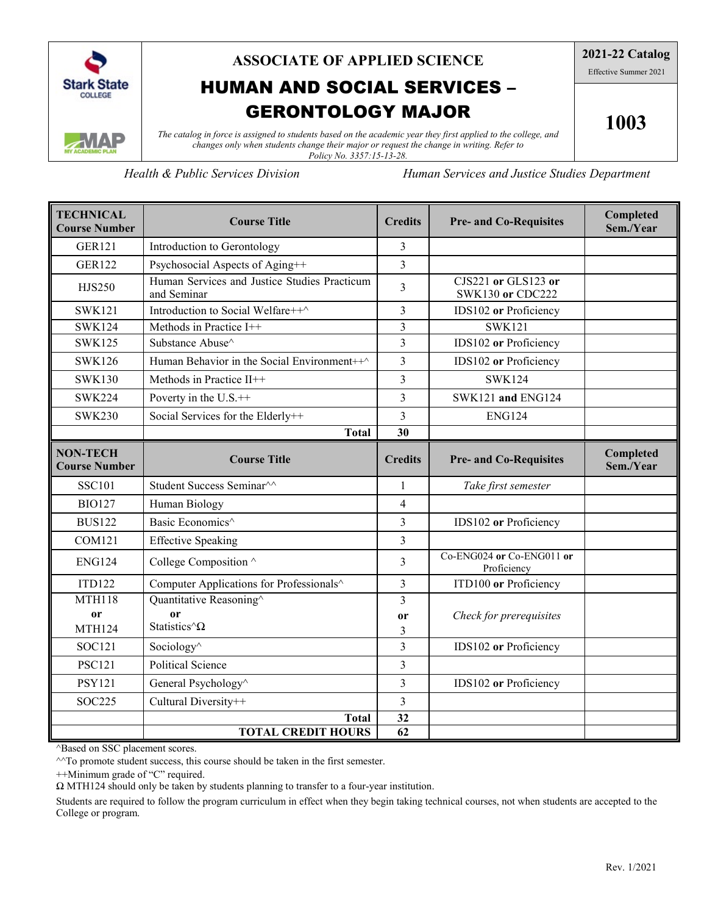# ASSOCIATE OF APPLIED SCIENCE

# HUMAN AND SOCIAL SERVICES – GERONTOLOGY MAJOR

**2021-22 Catalog**
Effective Summer 2021

**1003**

*The catalog in force is assigned to students based on the academic year they first applied to the college, and changes only when students change their major or request the change in writing. Refer to Policy No. 3357:15-13-28.*

*Health & Public Services Division* *Human Services and Justice Studies Department*

| TECHNICAL Course Number | Course Title | Credits | Pre- and Co-Requisites | Completed Sem./Year |
|---|---|---|---|---|
| GER121 | Introduction to Gerontology | 3 | | |
| GER122 | Psychosocial Aspects of Aging++ | 3 | | |
| HJS250 | Human Services and Justice Studies Practicum and Seminar | 3 | CJS221 **or** GLS123 **or** SWK130 **or** CDC222 | |
| SWK121 | Introduction to Social Welfare++^ | 3 | IDS102 **or** Proficiency | |
| SWK124 | Methods in Practice I++ | 3 | SWK121 | |
| SWK125 | Substance Abuse^ | 3 | IDS102 **or** Proficiency | |
| SWK126 | Human Behavior in the Social Environment++^ | 3 | IDS102 **or** Proficiency | |
| SWK130 | Methods in Practice II++ | 3 | SWK124 | |
| SWK224 | Poverty in the U.S.++ | 3 | SWK121 **and** ENG124 | |
| SWK230 | Social Services for the Elderly++ | 3 | ENG124 | |
| | **Total** | **30** | | |
| **NON-TECH Course Number** | **Course Title** | **Credits** | **Pre- and Co-Requisites** | **Completed Sem./Year** |
| SSC101 | Student Success Seminar^^ | 1 | *Take first semester* | |
| BIO127 | Human Biology | 4 | | |
| BUS122 | Basic Economics^ | 3 | IDS102 **or** Proficiency | |
| COM121 | Effective Speaking | 3 | | |
| ENG124 | College Composition ^ | 3 | Co-ENG024 **or** Co-ENG011 **or** Proficiency | |
| ITD122 | Computer Applications for Professionals^ | 3 | ITD100 **or** Proficiency | |
| MTH118 **or** MTH124 | Quantitative Reasoning^ **or** Statistics^Ω | 3 **or** 3 | *Check for prerequisites* | |
| SOC121 | Sociology^ | 3 | IDS102 **or** Proficiency | |
| PSC121 | Political Science | 3 | | |
| PSY121 | General Psychology^ | 3 | IDS102 **or** Proficiency | |
| SOC225 | Cultural Diversity++ | 3 | | |
| | **Total** | **32** | | |
| | **TOTAL CREDIT HOURS** | **62** | | |

^Based on SSC placement scores.

^^To promote student success, this course should be taken in the first semester.

++Minimum grade of "C" required.

Ω MTH124 should only be taken by students planning to transfer to a four-year institution.

Students are required to follow the program curriculum in effect when they begin taking technical courses, not when students are accepted to the College or program.

Rev. 1/2021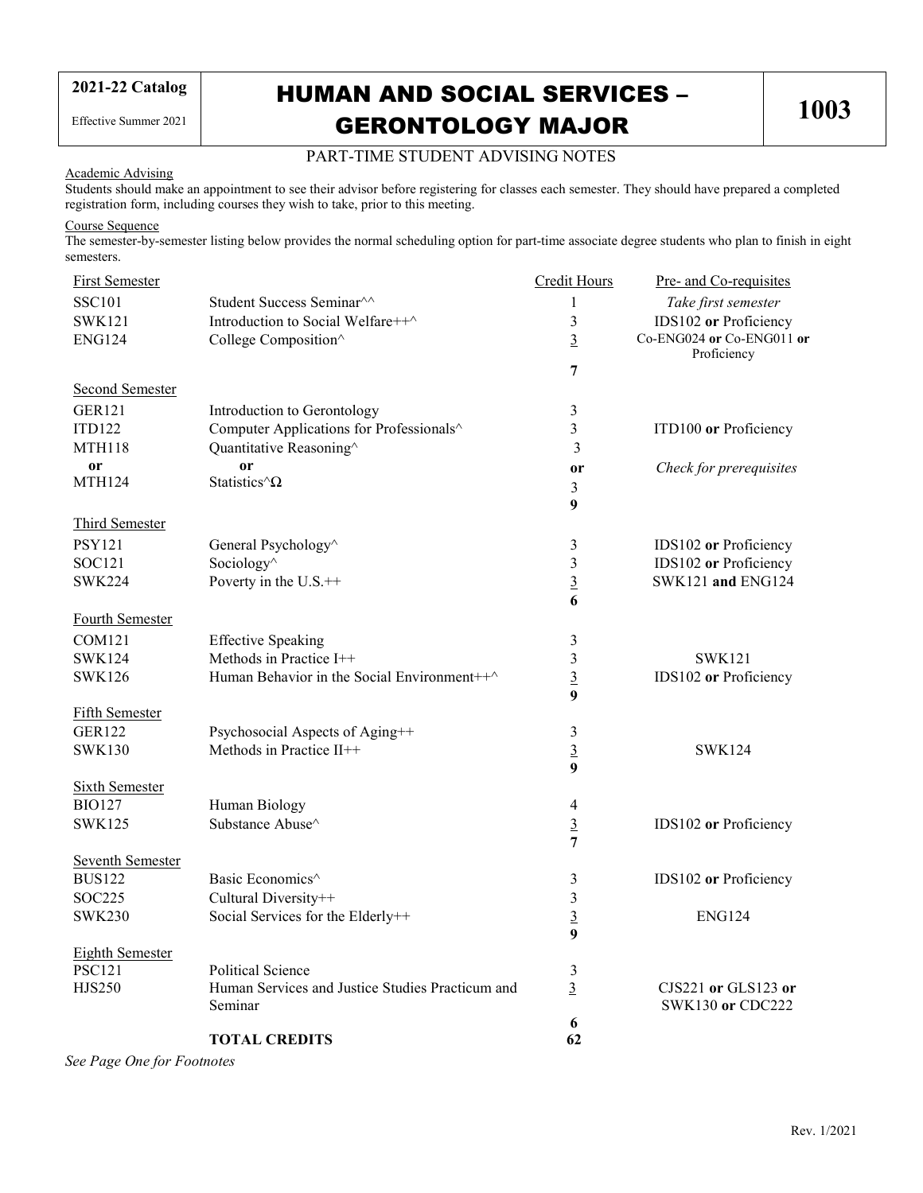2021-22 Catalog

Effective Summer 2021

# HUMAN AND SOCIAL SERVICES – GERONTOLOGY MAJOR

# 1003

## PART-TIME STUDENT ADVISING NOTES

Academic Advising

Students should make an appointment to see their advisor before registering for classes each semester. They should have prepared a completed registration form, including courses they wish to take, prior to this meeting.

Course Sequence

The semester-by-semester listing below provides the normal scheduling option for part-time associate degree students who plan to finish in eight semesters.

| | | Credit Hours | Pre- and Co-requisites |
|---|---|---|---|
| First Semester | | | |
| SSC101 | Student Success Seminar^^ | 1 | *Take first semester* |
| SWK121 | Introduction to Social Welfare++^ | 3 | IDS102 **or** Proficiency |
| ENG124 | College Composition^ | 3 | Co-ENG024 **or** Co-ENG011 **or** Proficiency |
| | | **7** | |
| Second Semester | | | |
| GER121 | Introduction to Gerontology | 3 | |
| ITD122 | Computer Applications for Professionals^ | 3 | ITD100 **or** Proficiency |
| MTH118 | Quantitative Reasoning^ | 3 | |
| **or** | **or** | **or** | *Check for prerequisites* |
| MTH124 | Statistics^Ω | 3 | |
| | | **9** | |
| Third Semester | | | |
| PSY121 | General Psychology^ | 3 | IDS102 **or** Proficiency |
| SOC121 | Sociology^ | 3 | IDS102 **or** Proficiency |
| SWK224 | Poverty in the U.S.++ | 3 | SWK121 **and** ENG124 |
| | | **6** | |
| Fourth Semester | | | |
| COM121 | Effective Speaking | 3 | |
| SWK124 | Methods in Practice I++ | 3 | SWK121 |
| SWK126 | Human Behavior in the Social Environment++^ | 3 | IDS102 **or** Proficiency |
| | | **9** | |
| Fifth Semester | | | |
| GER122 | Psychosocial Aspects of Aging++ | 3 | |
| SWK130 | Methods in Practice II++ | 3 | SWK124 |
| | | **9** | |
| Sixth Semester | | | |
| BIO127 | Human Biology | 4 | |
| SWK125 | Substance Abuse^ | 3 | IDS102 **or** Proficiency |
| | | **7** | |
| Seventh Semester | | | |
| BUS122 | Basic Economics^ | 3 | IDS102 **or** Proficiency |
| SOC225 | Cultural Diversity++ | 3 | |
| SWK230 | Social Services for the Elderly++ | 3 | ENG124 |
| | | **9** | |
| Eighth Semester | | | |
| PSC121 | Political Science | 3 | |
| HJS250 | Human Services and Justice Studies Practicum and Seminar | 3 | CJS221 **or** GLS123 **or** SWK130 **or** CDC222 |
| | | **6** | |
| | **TOTAL CREDITS** | **62** | |

*See Page One for Footnotes*

Rev. 1/2021